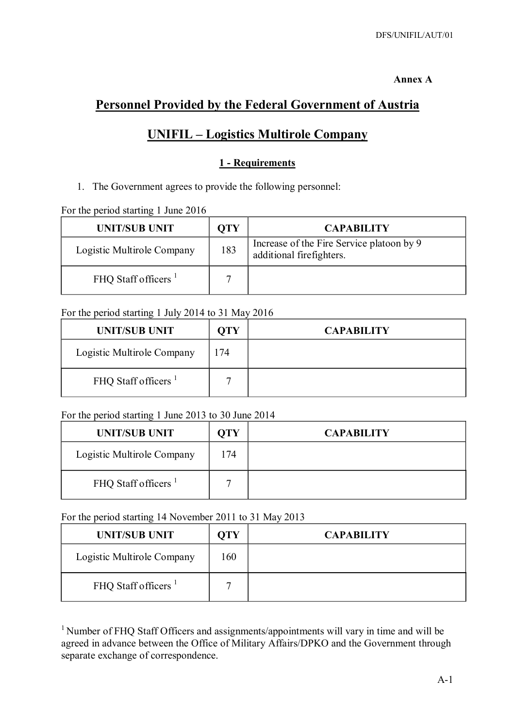Annex A

# Personnel Provided by the Federal Government of Austria

# UNIFIL – Logistics Multirole Company

## 1 - Requirements

1. The Government agrees to provide the following personnel:

For the period starting 1 June 2016

| UNIT/SUB UNIT | QTY | CAPABILITY |
|---|---|---|
| Logistic Multirole Company | 183 | Increase of the Fire Service platoon by 9 additional firefighters. |
| FHQ Staff officers [1] | 7 | |

For the period starting 1 July 2014 to 31 May 2016

| UNIT/SUB UNIT | QTY | CAPABILITY |
|---|---|---|
| Logistic Multirole Company | 174 | |
| FHQ Staff officers [1] | 7 | |

For the period starting 1 June 2013 to 30 June 2014

| UNIT/SUB UNIT | QTY | CAPABILITY |
|---|---|---|
| Logistic Multirole Company | 174 | |
| FHQ Staff officers [1] | 7 | |

For the period starting 14 November 2011 to 31 May 2013

| UNIT/SUB UNIT | QTY | CAPABILITY |
|---|---|---|
| Logistic Multirole Company | 160 | |
| FHQ Staff officers [1] | 7 | |

[1] Number of FHQ Staff Officers and assignments/appointments will vary in time and will be agreed in advance between the Office of Military Affairs/DPKO and the Government through separate exchange of correspondence.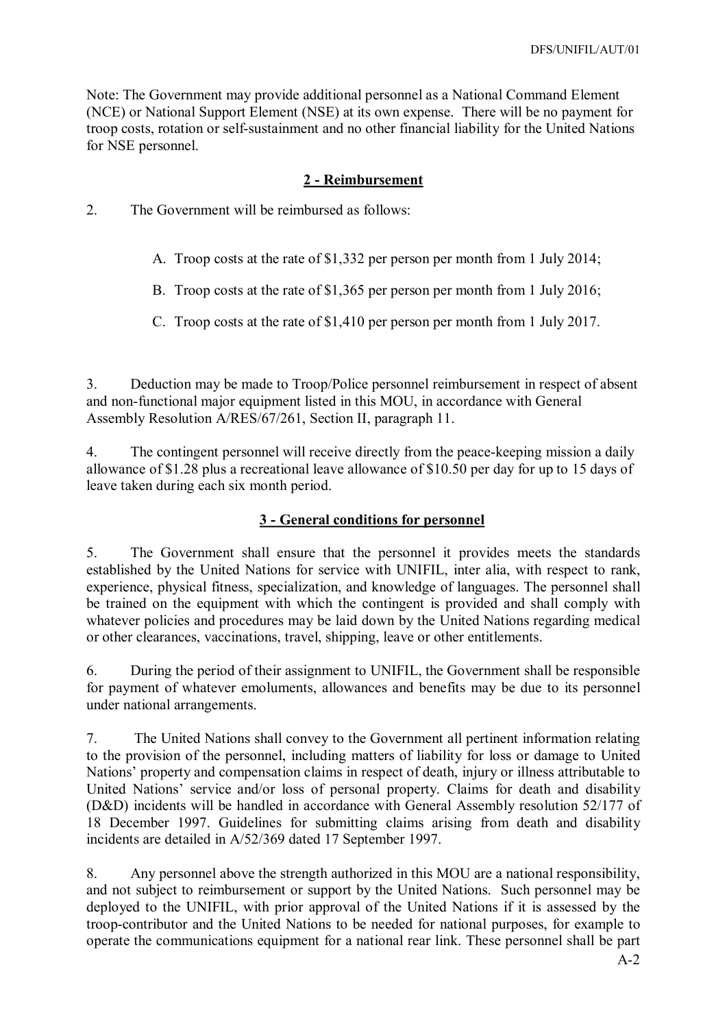Note: The Government may provide additional personnel as a National Command Element (NCE) or National Support Element (NSE) at its own expense. There will be no payment for troop costs, rotation or self-sustainment and no other financial liability for the United Nations for NSE personnel.

## 2 - Reimbursement

2. The Government will be reimbursed as follows:

   A. Troop costs at the rate of $1,332 per person per month from 1 July 2014;

   B. Troop costs at the rate of $1,365 per person per month from 1 July 2016;

   C. Troop costs at the rate of $1,410 per person per month from 1 July 2017.

3. Deduction may be made to Troop/Police personnel reimbursement in respect of absent and non-functional major equipment listed in this MOU, in accordance with General Assembly Resolution A/RES/67/261, Section II, paragraph 11.

4. The contingent personnel will receive directly from the peace-keeping mission a daily allowance of $1.28 plus a recreational leave allowance of $10.50 per day for up to 15 days of leave taken during each six month period.

## 3 - General conditions for personnel

5. The Government shall ensure that the personnel it provides meets the standards established by the United Nations for service with UNIFIL, inter alia, with respect to rank, experience, physical fitness, specialization, and knowledge of languages. The personnel shall be trained on the equipment with which the contingent is provided and shall comply with whatever policies and procedures may be laid down by the United Nations regarding medical or other clearances, vaccinations, travel, shipping, leave or other entitlements.

6. During the period of their assignment to UNIFIL, the Government shall be responsible for payment of whatever emoluments, allowances and benefits may be due to its personnel under national arrangements.

7. The United Nations shall convey to the Government all pertinent information relating to the provision of the personnel, including matters of liability for loss or damage to United Nations' property and compensation claims in respect of death, injury or illness attributable to United Nations' service and/or loss of personal property. Claims for death and disability (D&D) incidents will be handled in accordance with General Assembly resolution 52/177 of 18 December 1997. Guidelines for submitting claims arising from death and disability incidents are detailed in A/52/369 dated 17 September 1997.

8. Any personnel above the strength authorized in this MOU are a national responsibility, and not subject to reimbursement or support by the United Nations. Such personnel may be deployed to the UNIFIL, with prior approval of the United Nations if it is assessed by the troop-contributor and the United Nations to be needed for national purposes, for example to operate the communications equipment for a national rear link. These personnel shall be part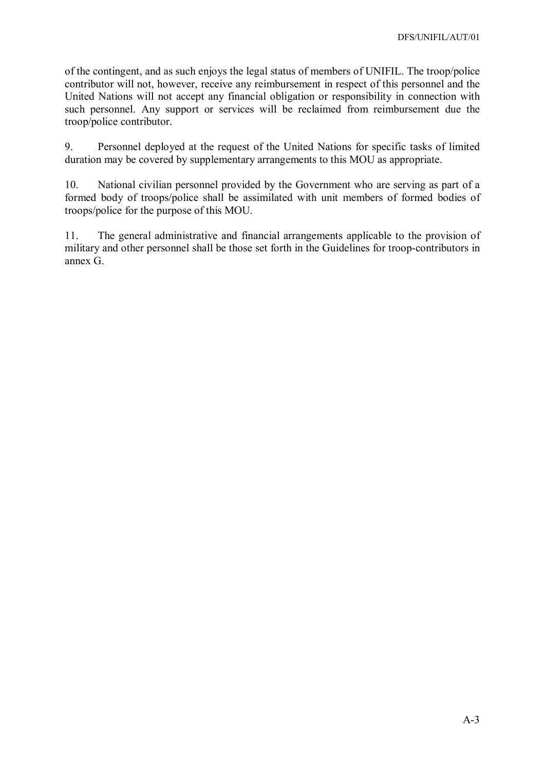of the contingent, and as such enjoys the legal status of members of UNIFIL. The troop/police contributor will not, however, receive any reimbursement in respect of this personnel and the United Nations will not accept any financial obligation or responsibility in connection with such personnel. Any support or services will be reclaimed from reimbursement due the troop/police contributor.

9. Personnel deployed at the request of the United Nations for specific tasks of limited duration may be covered by supplementary arrangements to this MOU as appropriate.

10. National civilian personnel provided by the Government who are serving as part of a formed body of troops/police shall be assimilated with unit members of formed bodies of troops/police for the purpose of this MOU.

11. The general administrative and financial arrangements applicable to the provision of military and other personnel shall be those set forth in the Guidelines for troop-contributors in annex G.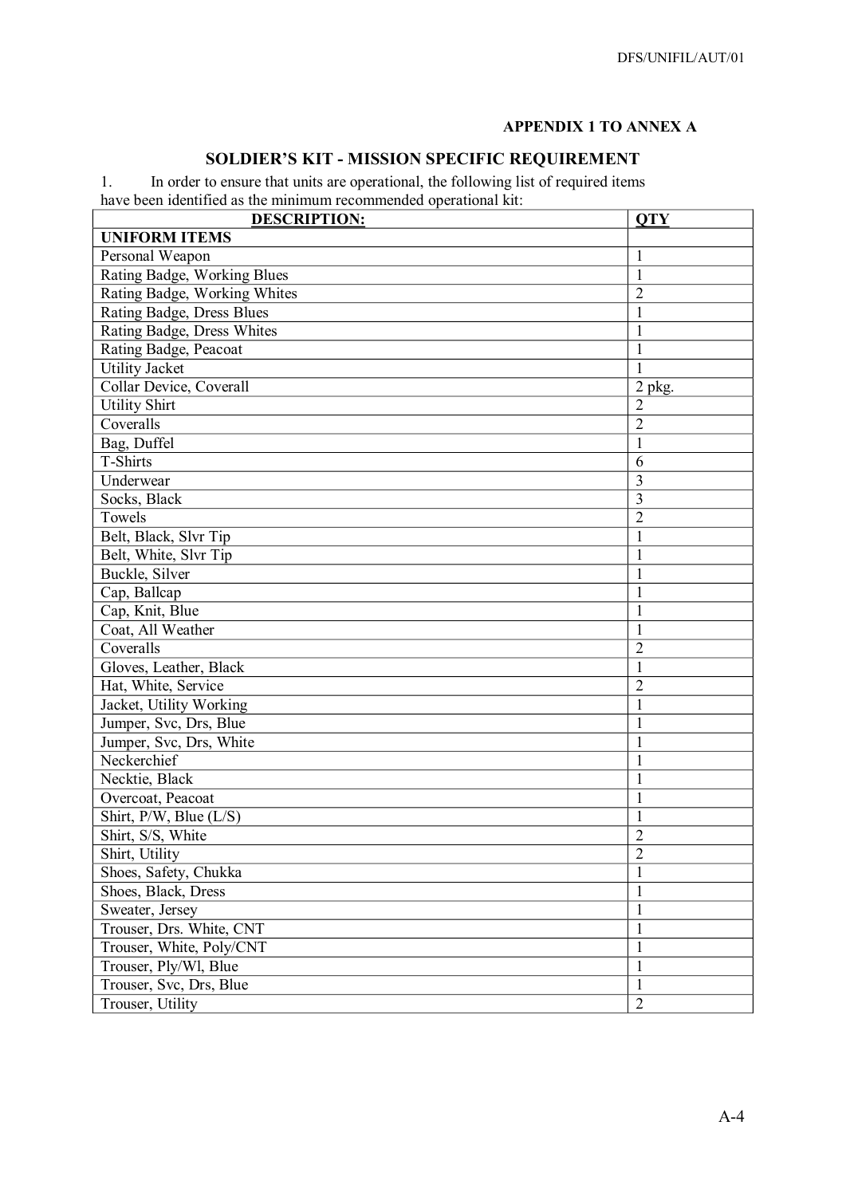**APPENDIX 1 TO ANNEX A**

## SOLDIER'S KIT - MISSION SPECIFIC REQUIREMENT

1. In order to ensure that units are operational, the following list of required items have been identified as the minimum recommended operational kit:

| DESCRIPTION: | QTY |
|---|---|
| **UNIFORM ITEMS** | |
| Personal Weapon | 1 |
| Rating Badge, Working Blues | 1 |
| Rating Badge, Working Whites | 2 |
| Rating Badge, Dress Blues | 1 |
| Rating Badge, Dress Whites | 1 |
| Rating Badge, Peacoat | 1 |
| Utility Jacket | 1 |
| Collar Device, Coverall | 2 pkg. |
| Utility Shirt | 2 |
| Coveralls | 2 |
| Bag, Duffel | 1 |
| T-Shirts | 6 |
| Underwear | 3 |
| Socks, Black | 3 |
| Towels | 2 |
| Belt, Black, Slvr Tip | 1 |
| Belt, White, Slvr Tip | 1 |
| Buckle, Silver | 1 |
| Cap, Ballcap | 1 |
| Cap, Knit, Blue | 1 |
| Coat, All Weather | 1 |
| Coveralls | 2 |
| Gloves, Leather, Black | 1 |
| Hat, White, Service | 2 |
| Jacket, Utility Working | 1 |
| Jumper, Svc, Drs, Blue | 1 |
| Jumper, Svc, Drs, White | 1 |
| Neckerchief | 1 |
| Necktie, Black | 1 |
| Overcoat, Peacoat | 1 |
| Shirt, P/W, Blue (L/S) | 1 |
| Shirt, S/S, White | 2 |
| Shirt, Utility | 2 |
| Shoes, Safety, Chukka | 1 |
| Shoes, Black, Dress | 1 |
| Sweater, Jersey | 1 |
| Trouser, Drs. White, CNT | 1 |
| Trouser, White, Poly/CNT | 1 |
| Trouser, Ply/Wl, Blue | 1 |
| Trouser, Svc, Drs, Blue | 1 |
| Trouser, Utility | 2 |